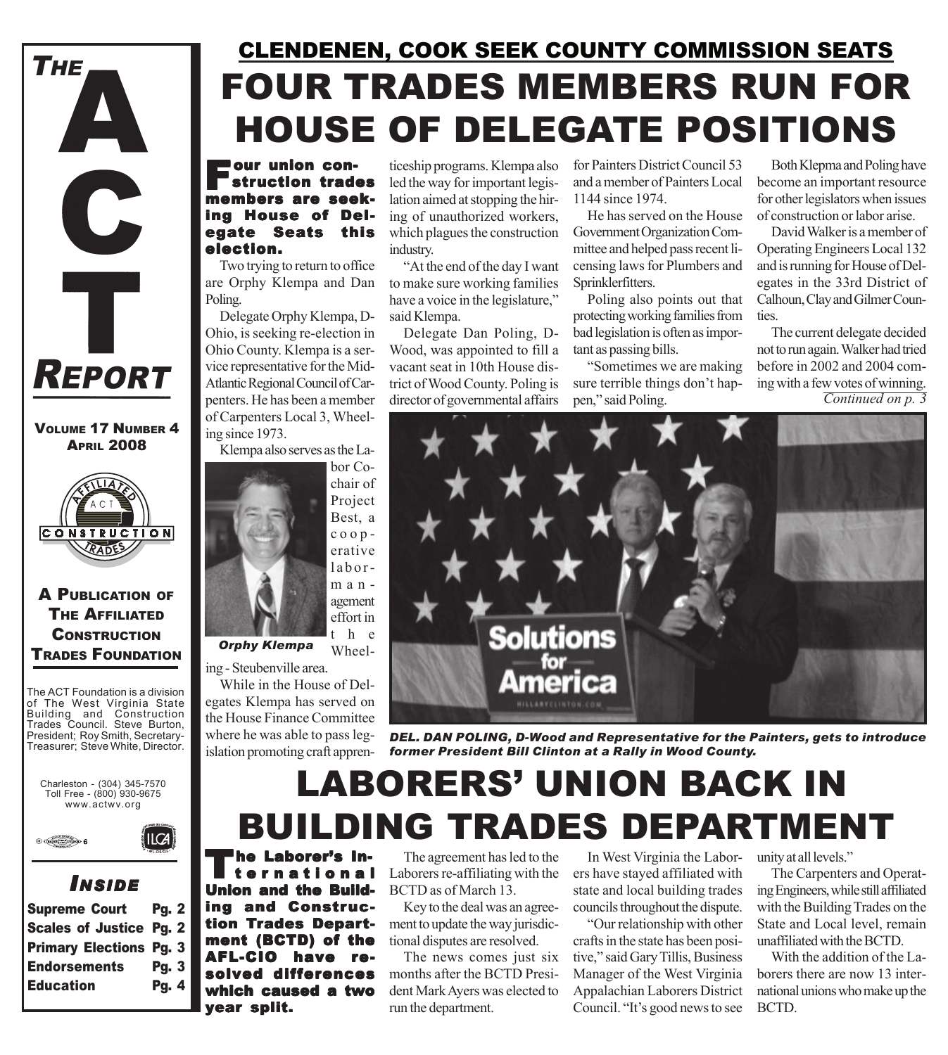# THE ACT REPORT

**VOLUME 17 NUMBER 4**
**APRIL 2008**

**A PUBLICATION OF THE AFFILIATED CONSTRUCTION TRADES FOUNDATION**

The ACT Foundation is a division of The West Virginia State Building and Construction Trades Council. Steve Burton, President; Roy Smith, Secretary-Treasurer; Steve White, Director.

Charleston - (304) 345-7570
Toll Free - (800) 930-9675
www.actwv.org

### INSIDE

| | |
|---|---|
| Supreme Court | Pg. 2 |
| Scales of Justice | Pg. 2 |
| Primary Elections | Pg. 3 |
| Endorsements | Pg. 3 |
| Education | Pg. 4 |

## CLENDENEN, COOK SEEK COUNTY COMMISSION SEATS

# FOUR TRADES MEMBERS RUN FOR HOUSE OF DELEGATE POSITIONS

**Four union construction trades members are seeking House of Delegate Seats this election.**

Two trying to return to office are Orphy Klempa and Dan Poling.

Delegate Orphy Klempa, D-Ohio, is seeking re-election in Ohio County. Klempa is a service representative for the Mid-Atlantic Regional Council of Carpenters. He has been a member of Carpenters Local 3, Wheeling since 1973.

Klempa also serves as the Labor Co-chair of Project Best, a cooperative labor-management effort in the Wheeling - Steubenville area.

*Orphy Klempa*

While in the House of Delegates Klempa has served on the House Finance Committee where he was able to pass legislation promoting craft apprenticeship programs. Klempa also led the way for important legislation aimed at stopping the hiring of unauthorized workers, which plagues the construction industry.

"At the end of the day I want to make sure working families have a voice in the legislature," said Klempa.

Delegate Dan Poling, D-Wood, was appointed to fill a vacant seat in 10th House district of Wood County. Poling is director of governmental affairs for Painters District Council 53 and a member of Painters Local 1144 since 1974.

He has served on the House Government Organization Committee and helped pass recent licensing laws for Plumbers and Sprinklerfitters.

Poling also points out that protecting working families from bad legislation is often as important as passing bills.

"Sometimes we are making sure terrible things don't happen," said Poling.

Both Klepma and Poling have become an important resource for other legislators when issues of construction or labor arise.

David Walker is a member of Operating Engineers Local 132 and is running for House of Delegates in the 33rd District of Calhoun, Clay and Gilmer Counties.

The current delegate decided not to run again. Walker had tried before in 2002 and 2004 coming with a few votes of winning.

*Continued on p. 3*

***DEL. DAN POLING, D-Wood and Representative for the Painters, gets to introduce former President Bill Clinton at a Rally in Wood County.***

# LABORERS' UNION BACK IN BUILDING TRADES DEPARTMENT

**The Laborer's International Union and the Building and Construction Trades Department (BCTD) of the AFL-CIO have resolved differences which caused a two year split.**

The agreement has led to the Laborers re-affiliating with the BCTD as of March 13.

Key to the deal was an agreement to update the way jurisdictional disputes are resolved.

The news comes just six months after the BCTD President Mark Ayers was elected to run the department.

In West Virginia the Laborers have stayed affiliated with state and local building trades councils throughout the dispute.

"Our relationship with other crafts in the state has been positive," said Gary Tillis, Business Manager of the West Virginia Appalachian Laborers District Council. "It's good news to see unity at all levels."

The Carpenters and Operating Engineers, while still affiliated with the Building Trades on the State and Local level, remain unaffiliated with the BCTD.

With the addition of the Laborers there are now 13 international unions who make up the BCTD.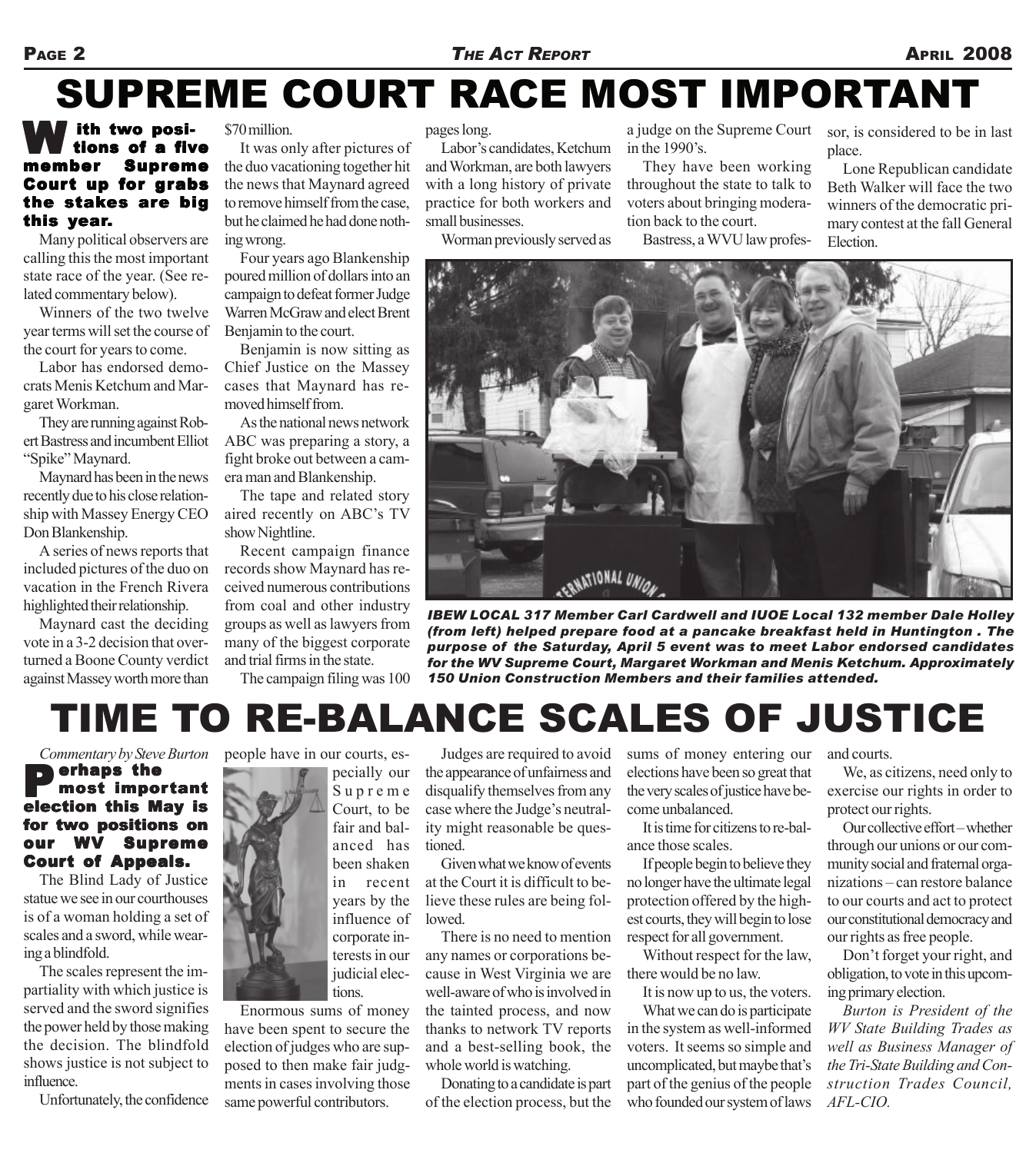# SUPREME COURT RACE MOST IMPORTANT

**With two positions of a five member Supreme Court up for grabs the stakes are big this year.**

Many political observers are calling this the most important state race of the year. (See related commentary below).

Winners of the two twelve year terms will set the course of the court for years to come.

Labor has endorsed democrats Menis Ketchum and Margaret Workman.

They are running against Robert Bastress and incumbent Elliot "Spike" Maynard.

Maynard has been in the news recently due to his close relationship with Massey Energy CEO Don Blankenship.

A series of news reports that included pictures of the duo on vacation in the French Rivera highlighted their relationship.

Maynard cast the deciding vote in a 3-2 decision that overturned a Boone County verdict against Massey worth more than $70 million.

It was only after pictures of the duo vacationing together hit the news that Maynard agreed to remove himself from the case, but he claimed he had done nothing wrong.

Four years ago Blankenship poured million of dollars into an campaign to defeat former Judge Warren McGraw and elect Brent Benjamin to the court.

Benjamin is now sitting as Chief Justice on the Massey cases that Maynard has removed himself from.

As the national news network ABC was preparing a story, a fight broke out between a camera man and Blankenship.

The tape and related story aired recently on ABC's TV show Nightline.

Recent campaign finance records show Maynard has received numerous contributions from coal and other industry groups as well as lawyers from many of the biggest corporate and trial firms in the state.

The campaign filing was 100 pages long.

Labor's candidates, Ketchum and Workman, are both lawyers with a long history of private practice for both workers and small businesses.

Worman previously served as a judge on the Supreme Court in the 1990's.

They have been working throughout the state to talk to voters about bringing moderation back to the court.

Bastress, a WVU law professor, is considered to be in last place.

Lone Republican candidate Beth Walker will face the two winners of the democratic primary contest at the fall General Election.

*IBEW LOCAL 317 Member Carl Cardwell and IUOE Local 132 member Dale Holley (from left) helped prepare food at a pancake breakfast held in Huntington . The purpose of the Saturday, April 5 event was to meet Labor endorsed candidates for the WV Supreme Court, Margaret Workman and Menis Ketchum. Approximately 150 Union Construction Members and their families attended.*

# TIME TO RE-BALANCE SCALES OF JUSTICE

*Commentary by Steve Burton*

**Perhaps the most important election this May is for two positions on our WV Supreme Court of Appeals.**

The Blind Lady of Justice statue we see in our courthouses is of a woman holding a set of scales and a sword, while wearing a blindfold.

The scales represent the impartiality with which justice is served and the sword signifies the power held by those making the decision. The blindfold shows justice is not subject to influence.

Unfortunately, the confidence people have in our courts, especially our Supreme Court, to be fair and balanced has been shaken in recent years by the influence of corporate interests in our judicial elections.

Enormous sums of money have been spent to secure the election of judges who are supposed to then make fair judgments in cases involving those same powerful contributors.

Judges are required to avoid the appearance of unfairness and disqualify themselves from any case where the Judge's neutrality might reasonable be questioned.

Given what we know of events at the Court it is difficult to believe these rules are being followed.

There is no need to mention any names or corporations because in West Virginia we are well-aware of who is involved in the tainted process, and now thanks to network TV reports and a best-selling book, the whole world is watching.

Donating to a candidate is part of the election process, but the sums of money entering our elections have been so great that the very scales of justice have become unbalanced.

It is time for citizens to re-balance those scales.

If people begin to believe they no longer have the ultimate legal protection offered by the highest courts, they will begin to lose respect for all government.

Without respect for the law, there would be no law.

It is now up to us, the voters.

What we can do is participate in the system as well-informed voters. It seems so simple and uncomplicated, but maybe that's part of the genius of the people who founded our system of laws and courts.

We, as citizens, need only to exercise our rights in order to protect our rights.

Our collective effort – whether through our unions or our community social and fraternal organizations – can restore balance to our courts and act to protect our constitutional democracy and our rights as free people.

Don't forget your right, and obligation, to vote in this upcoming primary election.

*Burton is President of the WV State Building Trades as well as Business Manager of the Tri-State Building and Construction Trades Council, AFL-CIO.*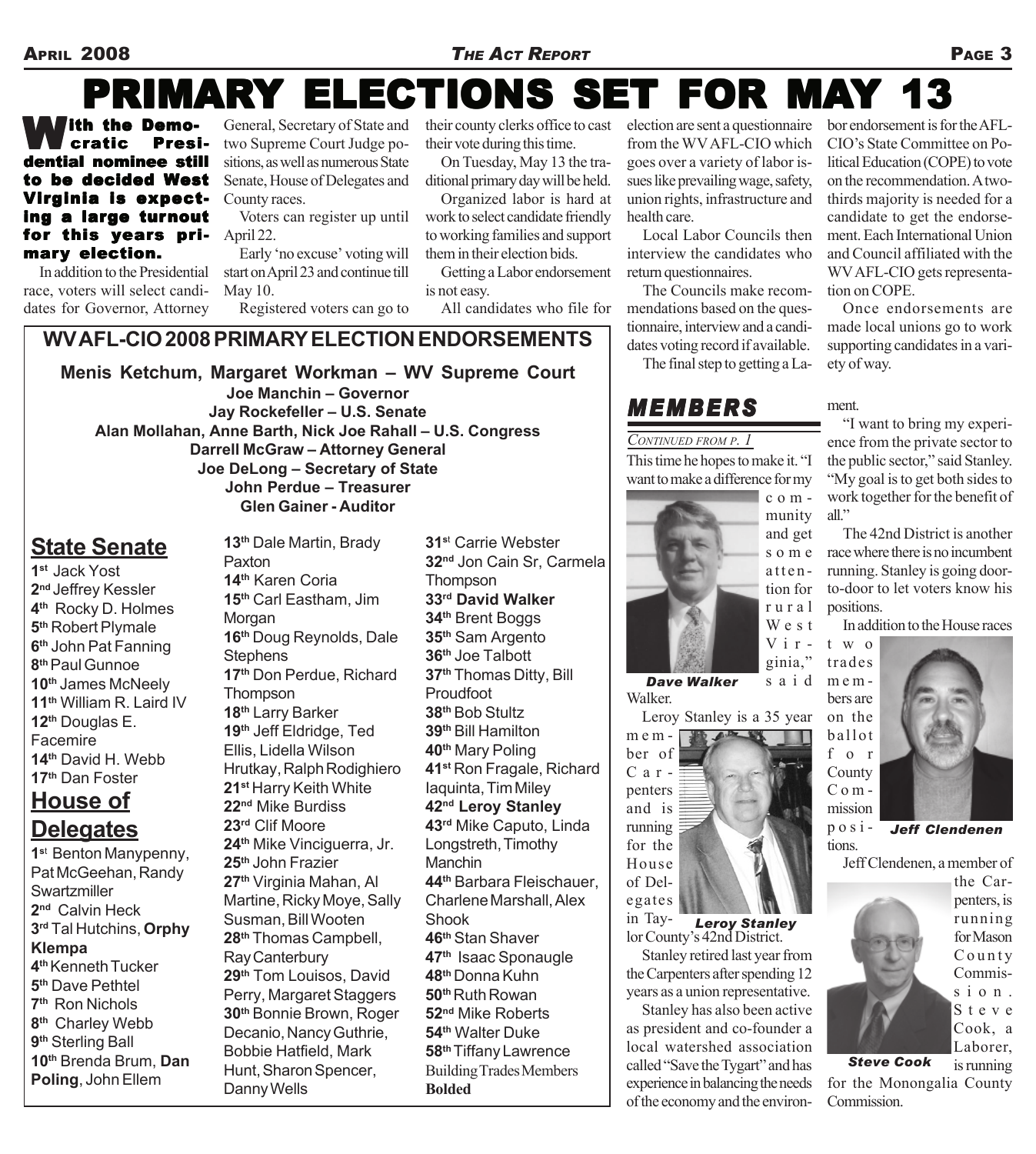# PRIMARY ELECTIONS SET FOR MAY 13

**With the Democratic Presidential nominee still to be decided West Virginia is expecting a large turnout for this years primary election.**

In addition to the Presidential race, voters will select candidates for Governor, Attorney General, Secretary of State and two Supreme Court Judge positions, as well as numerous State Senate, House of Delegates and County races.

Voters can register up until April 22.

Early 'no excuse' voting will start on April 23 and continue till May 10.

Registered voters can go to their county clerks office to cast their vote during this time.

On Tuesday, May 13 the traditional primary day will be held.

Organized labor is hard at work to select candidate friendly to working families and support them in their election bids.

Getting a Labor endorsement is not easy.

All candidates who file for election are sent a questionnaire from the WV AFL-CIO which goes over a variety of labor issues like prevailing wage, safety, union rights, infrastructure and health care.

Local Labor Councils then interview the candidates who return questionnaires.

The Councils make recommendations based on the questionnaire, interview and a candidates voting record if available.

The final step to getting a Labor endorsement is for the AFL-CIO's State Committee on Political Education (COPE) to vote on the recommendation. A two-thirds majority is needed for a candidate to get the endorsement. Each International Union and Council affiliated with the WV AFL-CIO gets representation on COPE.

Once endorsements are made local unions go to work supporting candidates in a variety of way.

## WV AFL-CIO 2008 PRIMARY ELECTION ENDORSEMENTS

**Menis Ketchum, Margaret Workman – WV Supreme Court**
**Joe Manchin – Governor**
**Jay Rockefeller – U.S. Senate**
**Alan Mollahan, Anne Barth, Nick Joe Rahall – U.S. Congress**
**Darrell McGraw – Attorney General**
**Joe DeLong – Secretary of State**
**John Perdue – Treasurer**
**Glen Gainer - Auditor**

### State Senate

- **1st** Jack Yost
- **2nd** Jeffrey Kessler
- **4th** Rocky D. Holmes
- **5th** Robert Plymale
- **6th** John Pat Fanning
- **8th** Paul Gunnoe
- **10th** James McNeely
- **11th** William R. Laird IV
- **12th** Douglas E. Facemire
- **14th** David H. Webb
- **17th** Dan Foster

### House of Delegates

- **1st** Benton Manypenny, Pat McGeehan, Randy Swartzmiller
- **2nd** Calvin Heck
- **3rd** Tal Hutchins, **Orphy Klempa**
- **4th** Kenneth Tucker
- **5th** Dave Pethtel
- **7th** Ron Nichols
- **8th** Charley Webb
- **9th** Sterling Ball
- **10th** Brenda Brum, **Dan Poling**, John Ellem
- **13th** Dale Martin, Brady Paxton
- **14th** Karen Coria
- **15th** Carl Eastham, Jim Morgan
- **16th** Doug Reynolds, Dale Stephens
- **17th** Don Perdue, Richard Thompson
- **18th** Larry Barker
- **19th** Jeff Eldridge, Ted Ellis, Lidella Wilson Hrutkay, Ralph Rodighiero
- **21st** Harry Keith White
- **22nd** Mike Burdiss
- **23rd** Clif Moore
- **24th** Mike Vinciguerra, Jr.
- **25th** John Frazier
- **27th** Virginia Mahan, Al Martine, Ricky Moye, Sally Susman, Bill Wooten
- **28th** Thomas Campbell, Ray Canterbury
- **29th** Tom Louisos, David Perry, Margaret Staggers
- **30th** Bonnie Brown, Roger Decanio, Nancy Guthrie, Bobbie Hatfield, Mark Hunt, Sharon Spencer, Danny Wells
- **31st** Carrie Webster
- **32nd** Jon Cain Sr, Carmela Thompson
- **33rd David Walker**
- **34th** Brent Boggs
- **35th** Sam Argento
- **36th** Joe Talbott
- **37th** Thomas Ditty, Bill Proudfoot
- **38th** Bob Stultz
- **39th** Bill Hamilton
- **40th** Mary Poling
- **41st** Ron Fragale, Richard Iaquinta, Tim Miley
- **42nd Leroy Stanley**
- **43rd** Mike Caputo, Linda Longstreth, Timothy Manchin
- **44th** Barbara Fleischauer, Charlene Marshall, Alex Shook
- **46th** Stan Shaver
- **47th** Isaac Sponaugle
- **48th** Donna Kuhn
- **50th** Ruth Rowan
- **52nd** Mike Roberts
- **54th** Walter Duke
- **58th** Tiffany Lawrence

Building Trades Members **Bolded**

## MEMBERS

*Continued from p. 1*

This time he hopes to make it. "I want to make a difference for my community and get some attention for rural West Virginia," said Walker.

*Dave Walker*

Leroy Stanley is a 35 year member of Carpenters and is running for the House of Delegates in Taylor County's 42nd District.

*Leroy Stanley*

Stanley retired last year from the Carpenters after spending 12 years as a union representative.

Stanley has also been active as president and co-founder a local watershed association called "Save the Tygart" and has experience in balancing the needs of the economy and the environment.

"I want to bring my experience from the private sector to the public sector," said Stanley. "My goal is to get both sides to work together for the benefit of all."

The 42nd District is another race where there is no incumbent running. Stanley is going door-to-door to let voters know his positions.

In addition to the House races two trades members are on the ballot for County Commission positions.

*Jeff Clendenen*

Jeff Clendenen, a member of the Carpenters, is running for Mason County Commission. Steve Cook, a Laborer, is running for the Monongalia County Commission.

*Steve Cook*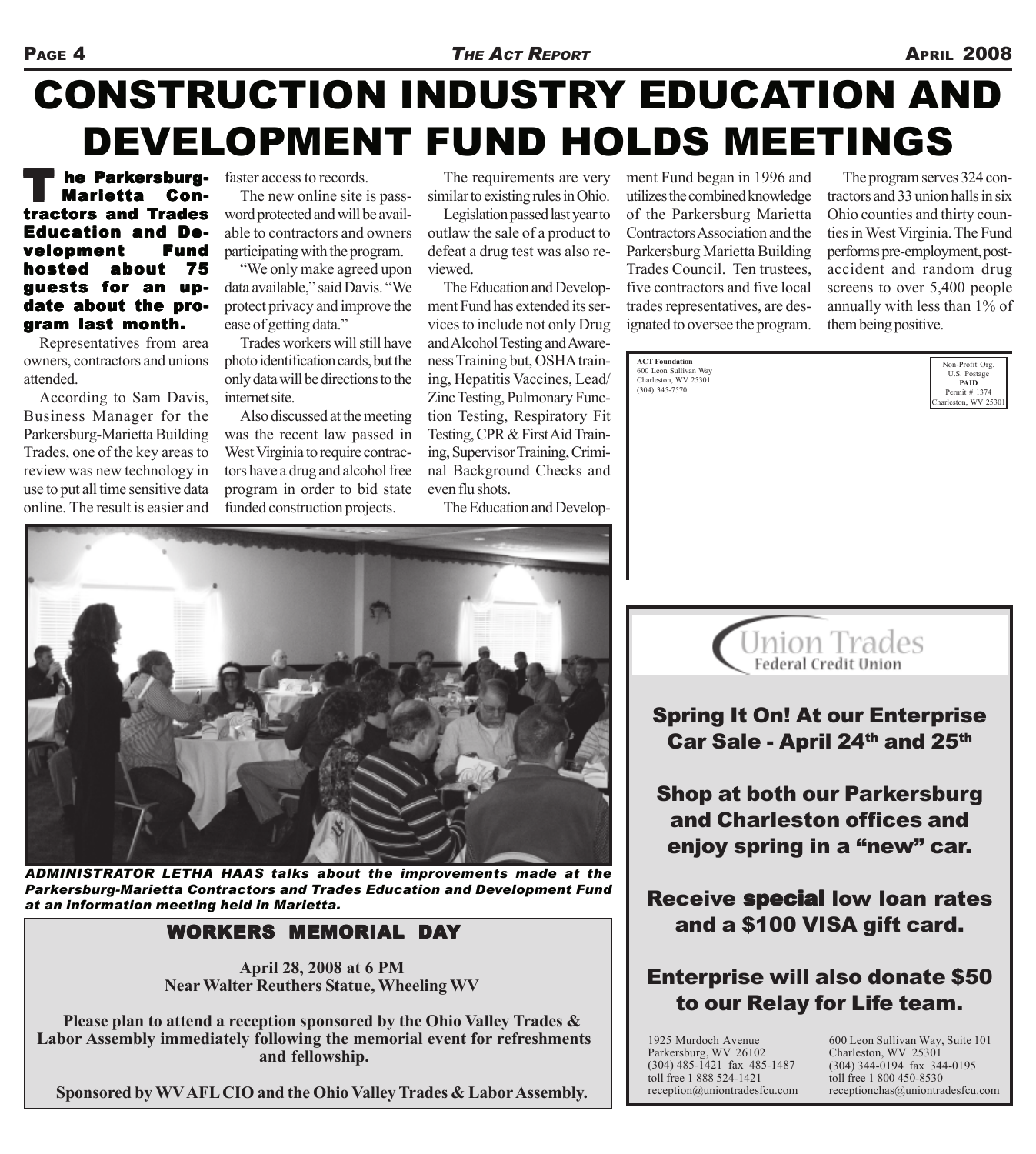# CONSTRUCTION INDUSTRY EDUCATION AND DEVELOPMENT FUND HOLDS MEETINGS

**The Parkersburg-Marietta Contractors and Trades Education and Development Fund hosted about 75 guests for an update about the program last month.**

Representatives from area owners, contractors and unions attended.

According to Sam Davis, Business Manager for the Parkersburg-Marietta Building Trades, one of the key areas to review was new technology in use to put all time sensitive data online. The result is easier and faster access to records.

The new online site is password protected and will be available to contractors and owners participating with the program.

"We only make agreed upon data available," said Davis. "We protect privacy and improve the ease of getting data."

Trades workers will still have photo identification cards, but the only data will be directions to the internet site.

Also discussed at the meeting was the recent law passed in West Virginia to require contractors have a drug and alcohol free program in order to bid state funded construction projects.

The requirements are very similar to existing rules in Ohio.

Legislation passed last year to outlaw the sale of a product to defeat a drug test was also reviewed.

The Education and Development Fund has extended its services to include not only Drug and Alcohol Testing and Awareness Training but, OSHA training, Hepatitis Vaccines, Lead/Zinc Testing, Pulmonary Function Testing, Respiratory Fit Testing, CPR & First Aid Training, Supervisor Training, Criminal Background Checks and even flu shots.

The Education and Development Fund began in 1996 and utilizes the combined knowledge of the Parkersburg Marietta Contractors Association and the Parkersburg Marietta Building Trades Council. Ten trustees, five contractors and five local trades representatives, are designated to oversee the program.

The program serves 324 contractors and 33 union halls in six Ohio counties and thirty counties in West Virginia. The Fund performs pre-employment, post-accident and random drug screens to over 5,400 people annually with less than 1% of them being positive.

*ADMINISTRATOR LETHA HAAS talks about the improvements made at the Parkersburg-Marietta Contractors and Trades Education and Development Fund at an information meeting held in Marietta.*

ACT Foundation
600 Leon Sullivan Way
Charleston, WV 25301
(304) 345-7570

Non-Profit Org.
U.S. Postage
**PAID**
Permit # 1374
Charleston, WV 25301

## WORKERS MEMORIAL DAY

**April 28, 2008 at 6 PM**
**Near Walter Reuthers Statue, Wheeling WV**

**Please plan to attend a reception sponsored by the Ohio Valley Trades & Labor Assembly immediately following the memorial event for refreshments and fellowship.**

**Sponsored by WV AFL CIO and the Ohio Valley Trades & Labor Assembly.**

Union Trades
Federal Credit Union

**Spring It On! At our Enterprise Car Sale - April 24th and 25th**

**Shop at both our Parkersburg and Charleston offices and enjoy spring in a "new" car.**

**Receive special low loan rates and a $100 VISA gift card.**

**Enterprise will also donate $50 to our Relay for Life team.**

1925 Murdoch Avenue
Parkersburg, WV 26102
(304) 485-1421 fax 485-1487
toll free 1 888 524-1421
reception@uniontradesfcu.com

600 Leon Sullivan Way, Suite 101
Charleston, WV 25301
(304) 344-0194 fax 344-0195
toll free 1 800 450-8530
receptionchas@uniontradesfcu.com